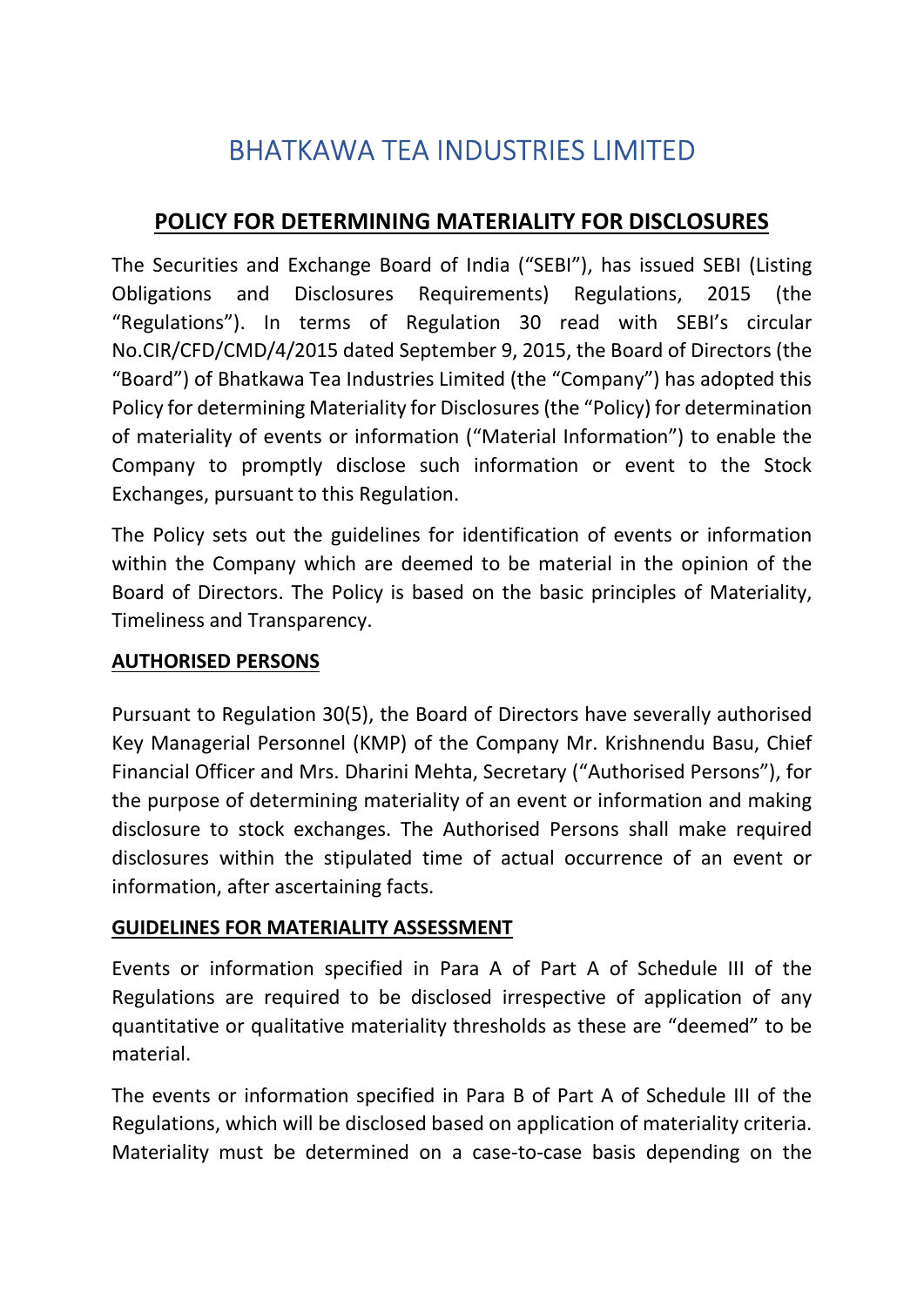# BHATKAWA TEA INDUSTRIES LIMITED

## POLICY FOR DETERMINING MATERIALITY FOR DISCLOSURES

The Securities and Exchange Board of India ("SEBI"), has issued SEBI (Listing Obligations and Disclosures Requirements) Regulations, 2015 (the "Regulations"). In terms of Regulation 30 read with SEBI's circular No.CIR/CFD/CMD/4/2015 dated September 9, 2015, the Board of Directors (the "Board") of Bhatkawa Tea Industries Limited (the "Company") has adopted this Policy for determining Materiality for Disclosures (the "Policy) for determination of materiality of events or information ("Material Information") to enable the Company to promptly disclose such information or event to the Stock Exchanges, pursuant to this Regulation.

The Policy sets out the guidelines for identification of events or information within the Company which are deemed to be material in the opinion of the Board of Directors. The Policy is based on the basic principles of Materiality, Timeliness and Transparency.

**AUTHORISED PERSONS**

Pursuant to Regulation 30(5), the Board of Directors have severally authorised Key Managerial Personnel (KMP) of the Company Mr. Krishnendu Basu, Chief Financial Officer and Mrs. Dharini Mehta, Secretary ("Authorised Persons"), for the purpose of determining materiality of an event or information and making disclosure to stock exchanges. The Authorised Persons shall make required disclosures within the stipulated time of actual occurrence of an event or information, after ascertaining facts.

**GUIDELINES FOR MATERIALITY ASSESSMENT**

Events or information specified in Para A of Part A of Schedule III of the Regulations are required to be disclosed irrespective of application of any quantitative or qualitative materiality thresholds as these are "deemed" to be material.

The events or information specified in Para B of Part A of Schedule III of the Regulations, which will be disclosed based on application of materiality criteria. Materiality must be determined on a case-to-case basis depending on the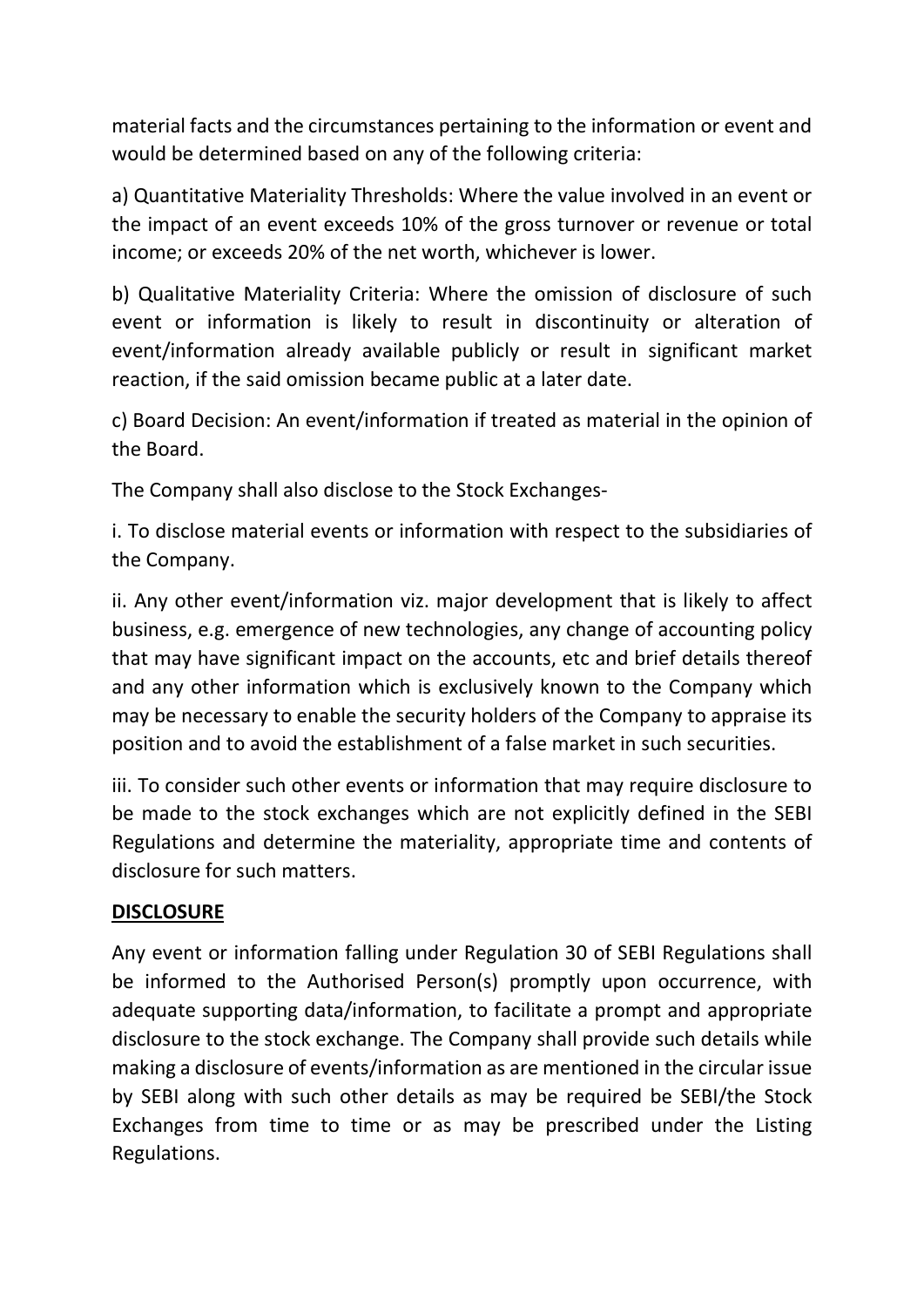material facts and the circumstances pertaining to the information or event and would be determined based on any of the following criteria:

a) Quantitative Materiality Thresholds: Where the value involved in an event or the impact of an event exceeds 10% of the gross turnover or revenue or total income; or exceeds 20% of the net worth, whichever is lower.

b) Qualitative Materiality Criteria: Where the omission of disclosure of such event or information is likely to result in discontinuity or alteration of event/information already available publicly or result in significant market reaction, if the said omission became public at a later date.

c) Board Decision: An event/information if treated as material in the opinion of the Board.

The Company shall also disclose to the Stock Exchanges-

i. To disclose material events or information with respect to the subsidiaries of the Company.

ii. Any other event/information viz. major development that is likely to affect business, e.g. emergence of new technologies, any change of accounting policy that may have significant impact on the accounts, etc and brief details thereof and any other information which is exclusively known to the Company which may be necessary to enable the security holders of the Company to appraise its position and to avoid the establishment of a false market in such securities.

iii. To consider such other events or information that may require disclosure to be made to the stock exchanges which are not explicitly defined in the SEBI Regulations and determine the materiality, appropriate time and contents of disclosure for such matters.

## DISCLOSURE

Any event or information falling under Regulation 30 of SEBI Regulations shall be informed to the Authorised Person(s) promptly upon occurrence, with adequate supporting data/information, to facilitate a prompt and appropriate disclosure to the stock exchange. The Company shall provide such details while making a disclosure of events/information as are mentioned in the circular issue by SEBI along with such other details as may be required be SEBI/the Stock Exchanges from time to time or as may be prescribed under the Listing Regulations.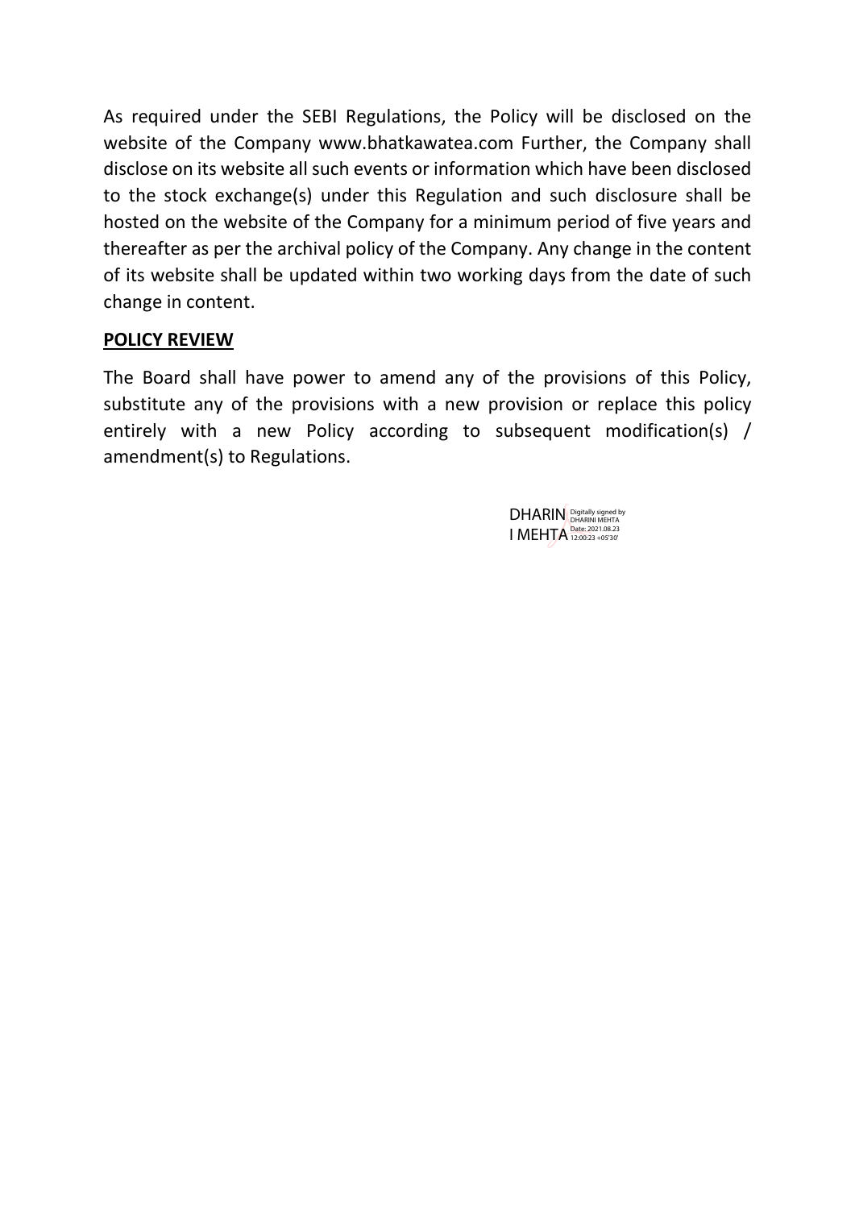As required under the SEBI Regulations, the Policy will be disclosed on the website of the Company www.bhatkawatea.com Further, the Company shall disclose on its website all such events or information which have been disclosed to the stock exchange(s) under this Regulation and such disclosure shall be hosted on the website of the Company for a minimum period of five years and thereafter as per the archival policy of the Company. Any change in the content of its website shall be updated within two working days from the date of such change in content.

**POLICY REVIEW**

The Board shall have power to amend any of the provisions of this Policy, substitute any of the provisions with a new provision or replace this policy entirely with a new Policy according to subsequent modification(s) / amendment(s) to Regulations.

DHARINI MEHTA Digitally signed by DHARINI MEHTA Date: 2021.08.23 12:00:23 +05'30'